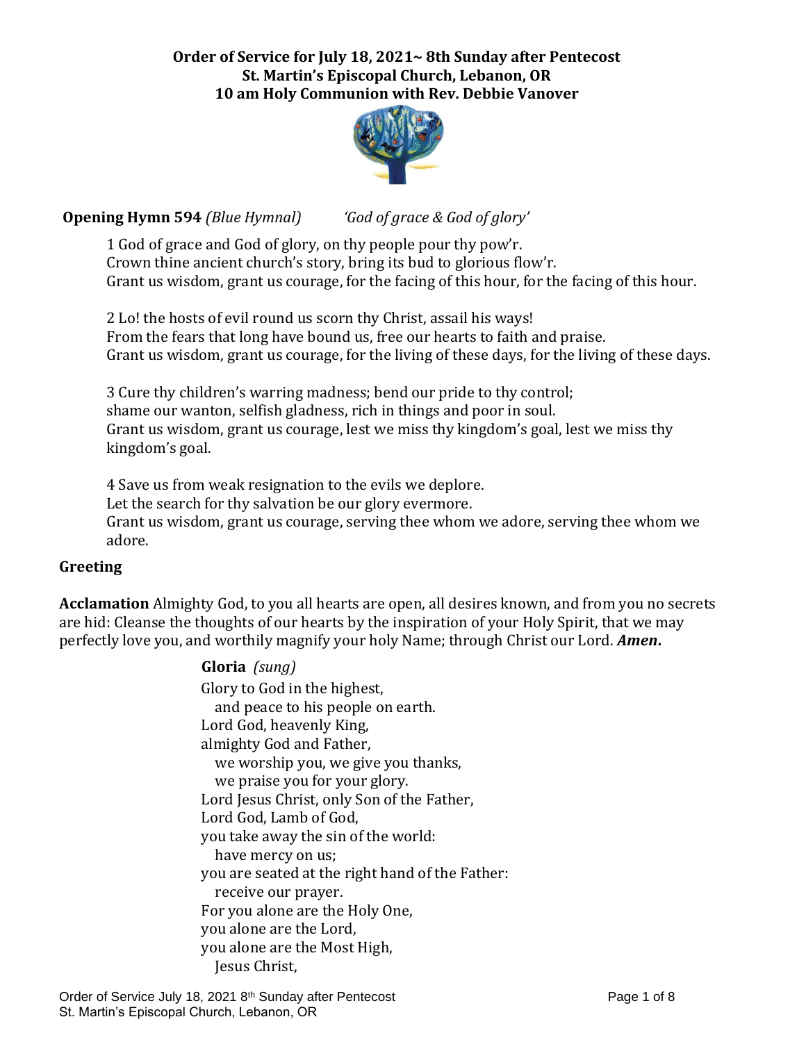**Order of Service for July 18, 2021~ 8th Sunday after Pentecost**
**St. Martin's Episcopal Church, Lebanon, OR**
**10 am Holy Communion with Rev. Debbie Vanover**

**Opening Hymn 594** *(Blue Hymnal)* *'God of grace & God of glory'*

1 God of grace and God of glory, on thy people pour thy pow'r.
Crown thine ancient church's story, bring its bud to glorious flow'r.
Grant us wisdom, grant us courage, for the facing of this hour, for the facing of this hour.

2 Lo! the hosts of evil round us scorn thy Christ, assail his ways!
From the fears that long have bound us, free our hearts to faith and praise.
Grant us wisdom, grant us courage, for the living of these days, for the living of these days.

3 Cure thy children's warring madness; bend our pride to thy control;
shame our wanton, selfish gladness, rich in things and poor in soul.
Grant us wisdom, grant us courage, lest we miss thy kingdom's goal, lest we miss thy kingdom's goal.

4 Save us from weak resignation to the evils we deplore.
Let the search for thy salvation be our glory evermore.
Grant us wisdom, grant us courage, serving thee whom we adore, serving thee whom we adore.

**Greeting**

**Acclamation** Almighty God, to you all hearts are open, all desires known, and from you no secrets are hid: Cleanse the thoughts of our hearts by the inspiration of your Holy Spirit, that we may perfectly love you, and worthily magnify your holy Name; through Christ our Lord. ***Amen.***

**Gloria** *(sung)*

Glory to God in the highest,
and peace to his people on earth.
Lord God, heavenly King,
almighty God and Father,
we worship you, we give you thanks,
we praise you for your glory.
Lord Jesus Christ, only Son of the Father,
Lord God, Lamb of God,
you take away the sin of the world:
have mercy on us;
you are seated at the right hand of the Father:
receive our prayer.
For you alone are the Holy One,
you alone are the Lord,
you alone are the Most High,
Jesus Christ,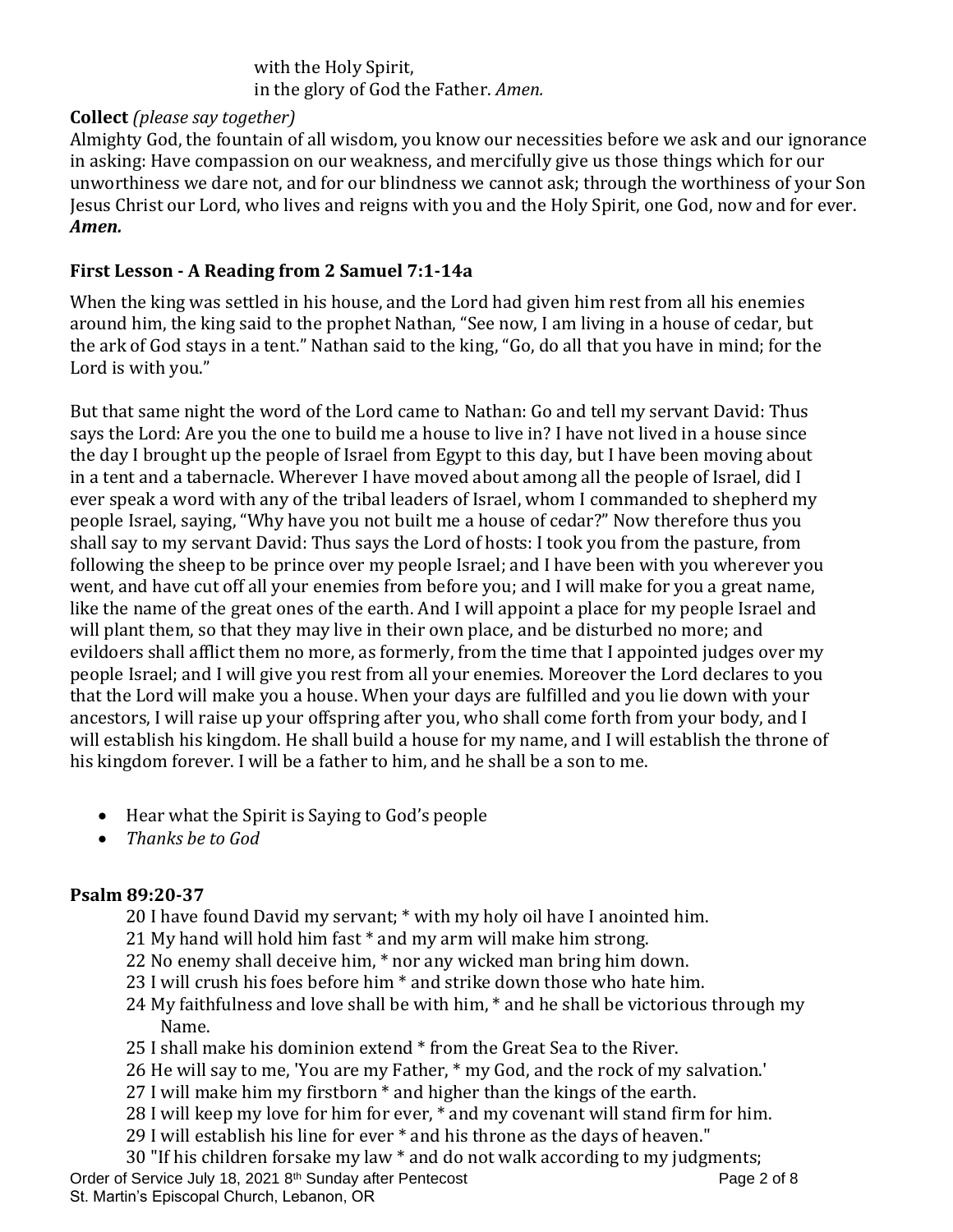with the Holy Spirit,
in the glory of God the Father. *Amen.*

**Collect** *(please say together)*
Almighty God, the fountain of all wisdom, you know our necessities before we ask and our ignorance in asking: Have compassion on our weakness, and mercifully give us those things which for our unworthiness we dare not, and for our blindness we cannot ask; through the worthiness of your Son Jesus Christ our Lord, who lives and reigns with you and the Holy Spirit, one God, now and for ever. ***Amen.***

### First Lesson - A Reading from 2 Samuel 7:1-14a

When the king was settled in his house, and the Lord had given him rest from all his enemies around him, the king said to the prophet Nathan, "See now, I am living in a house of cedar, but the ark of God stays in a tent." Nathan said to the king, "Go, do all that you have in mind; for the Lord is with you."

But that same night the word of the Lord came to Nathan: Go and tell my servant David: Thus says the Lord: Are you the one to build me a house to live in? I have not lived in a house since the day I brought up the people of Israel from Egypt to this day, but I have been moving about in a tent and a tabernacle. Wherever I have moved about among all the people of Israel, did I ever speak a word with any of the tribal leaders of Israel, whom I commanded to shepherd my people Israel, saying, "Why have you not built me a house of cedar?" Now therefore thus you shall say to my servant David: Thus says the Lord of hosts: I took you from the pasture, from following the sheep to be prince over my people Israel; and I have been with you wherever you went, and have cut off all your enemies from before you; and I will make for you a great name, like the name of the great ones of the earth. And I will appoint a place for my people Israel and will plant them, so that they may live in their own place, and be disturbed no more; and evildoers shall afflict them no more, as formerly, from the time that I appointed judges over my people Israel; and I will give you rest from all your enemies. Moreover the Lord declares to you that the Lord will make you a house. When your days are fulfilled and you lie down with your ancestors, I will raise up your offspring after you, who shall come forth from your body, and I will establish his kingdom. He shall build a house for my name, and I will establish the throne of his kingdom forever. I will be a father to him, and he shall be a son to me.

- Hear what the Spirit is Saying to God's people
- *Thanks be to God*

### Psalm 89:20-37

20 I have found David my servant; * with my holy oil have I anointed him.
21 My hand will hold him fast * and my arm will make him strong.
22 No enemy shall deceive him, * nor any wicked man bring him down.
23 I will crush his foes before him * and strike down those who hate him.
24 My faithfulness and love shall be with him, * and he shall be victorious through my Name.
25 I shall make his dominion extend * from the Great Sea to the River.
26 He will say to me, 'You are my Father, * my God, and the rock of my salvation.'
27 I will make him my firstborn * and higher than the kings of the earth.
28 I will keep my love for him for ever, * and my covenant will stand firm for him.
29 I will establish his line for ever * and his throne as the days of heaven."
30 "If his children forsake my law * and do not walk according to my judgments;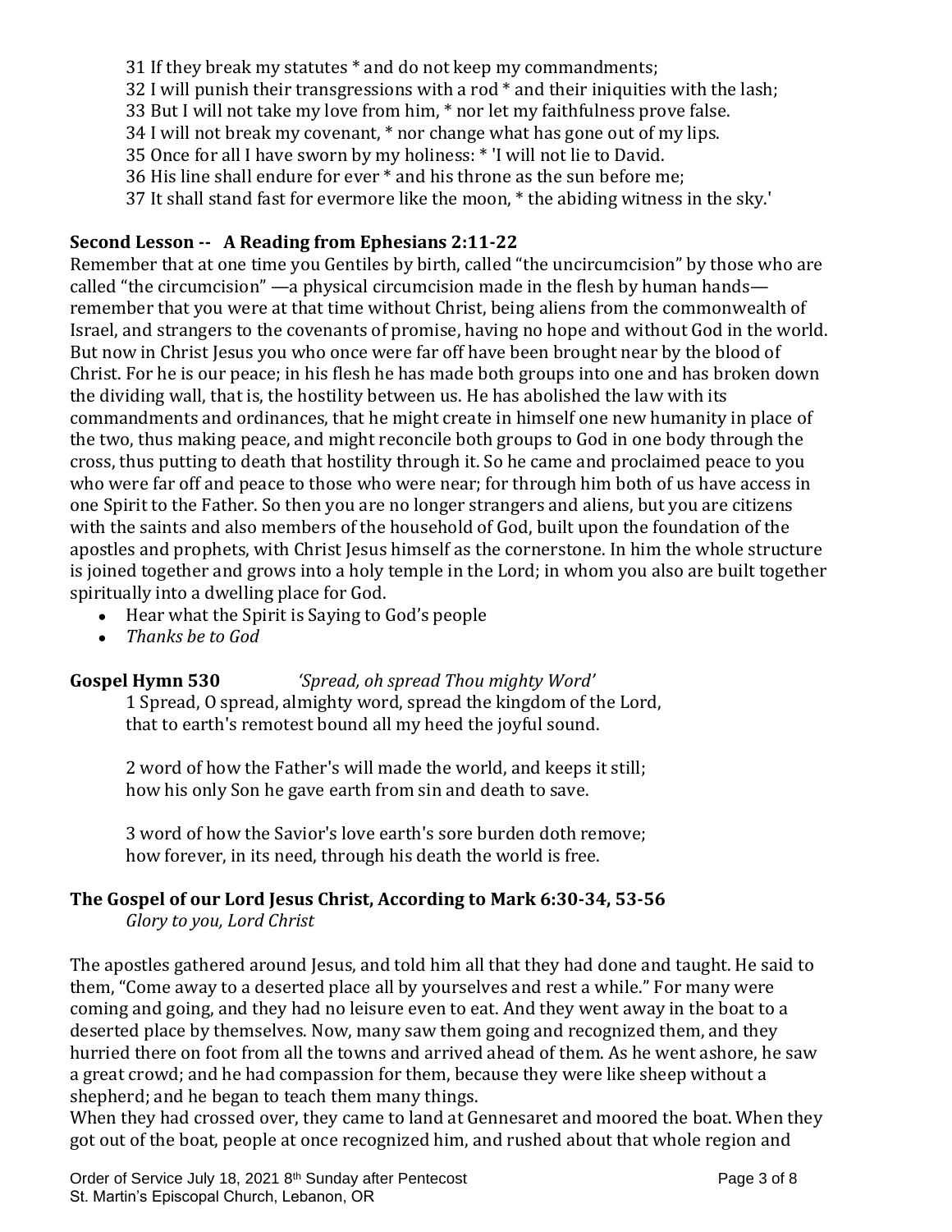31 If they break my statutes * and do not keep my commandments;
32 I will punish their transgressions with a rod * and their iniquities with the lash;
33 But I will not take my love from him, * nor let my faithfulness prove false.
34 I will not break my covenant, * nor change what has gone out of my lips.
35 Once for all I have sworn by my holiness: * 'I will not lie to David.
36 His line shall endure for ever * and his throne as the sun before me;
37 It shall stand fast for evermore like the moon, * the abiding witness in the sky.'

**Second Lesson -- A Reading from Ephesians 2:11-22**

Remember that at one time you Gentiles by birth, called "the uncircumcision" by those who are called "the circumcision" —a physical circumcision made in the flesh by human hands— remember that you were at that time without Christ, being aliens from the commonwealth of Israel, and strangers to the covenants of promise, having no hope and without God in the world. But now in Christ Jesus you who once were far off have been brought near by the blood of Christ. For he is our peace; in his flesh he has made both groups into one and has broken down the dividing wall, that is, the hostility between us. He has abolished the law with its commandments and ordinances, that he might create in himself one new humanity in place of the two, thus making peace, and might reconcile both groups to God in one body through the cross, thus putting to death that hostility through it. So he came and proclaimed peace to you who were far off and peace to those who were near; for through him both of us have access in one Spirit to the Father. So then you are no longer strangers and aliens, but you are citizens with the saints and also members of the household of God, built upon the foundation of the apostles and prophets, with Christ Jesus himself as the cornerstone. In him the whole structure is joined together and grows into a holy temple in the Lord; in whom you also are built together spiritually into a dwelling place for God.

- Hear what the Spirit is Saying to God's people
- *Thanks be to God*

**Gospel Hymn 530** *'Spread, oh spread Thou mighty Word'*

1 Spread, O spread, almighty word, spread the kingdom of the Lord,
that to earth's remotest bound all my heed the joyful sound.

2 word of how the Father's will made the world, and keeps it still;
how his only Son he gave earth from sin and death to save.

3 word of how the Savior's love earth's sore burden doth remove;
how forever, in its need, through his death the world is free.

**The Gospel of our Lord Jesus Christ, According to Mark 6:30-34, 53-56**
*Glory to you, Lord Christ*

The apostles gathered around Jesus, and told him all that they had done and taught. He said to them, "Come away to a deserted place all by yourselves and rest a while." For many were coming and going, and they had no leisure even to eat. And they went away in the boat to a deserted place by themselves. Now, many saw them going and recognized them, and they hurried there on foot from all the towns and arrived ahead of them. As he went ashore, he saw a great crowd; and he had compassion for them, because they were like sheep without a shepherd; and he began to teach them many things.
When they had crossed over, they came to land at Gennesaret and moored the boat. When they got out of the boat, people at once recognized him, and rushed about that whole region and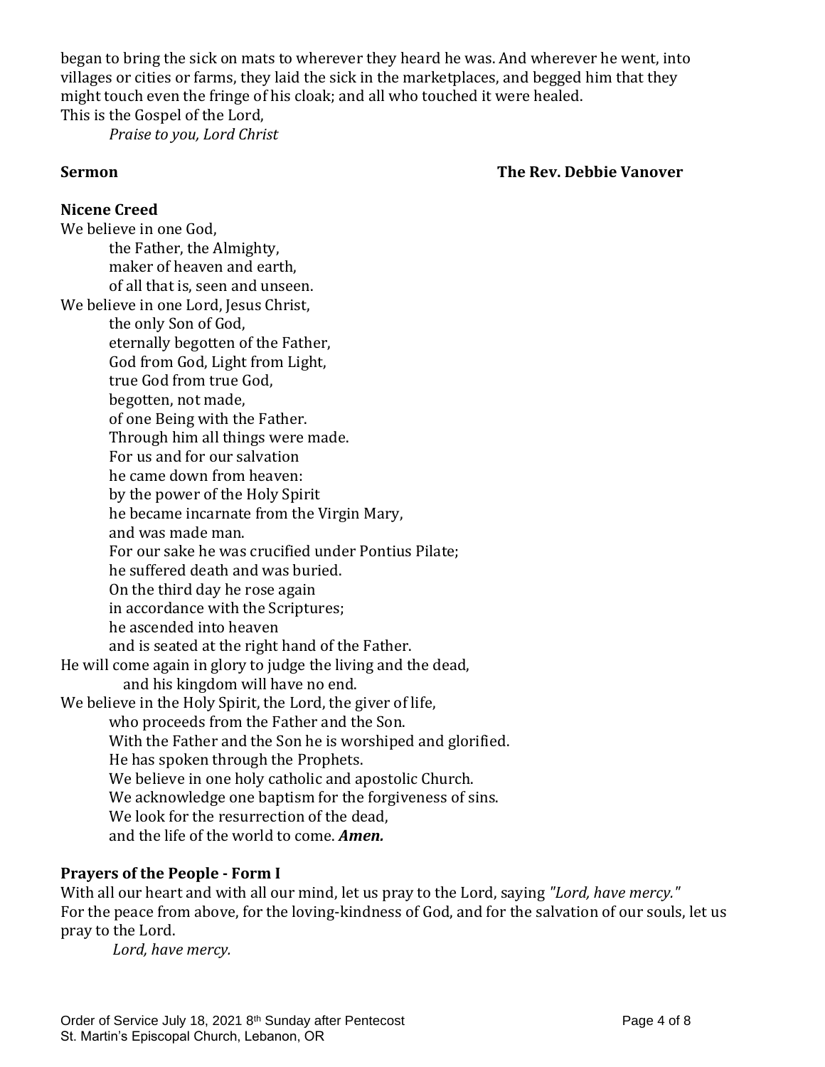began to bring the sick on mats to wherever they heard he was. And wherever he went, into villages or cities or farms, they laid the sick in the marketplaces, and begged him that they might touch even the fringe of his cloak; and all who touched it were healed.
This is the Gospel of the Lord,

*Praise to you, Lord Christ*

**Sermon** **The Rev. Debbie Vanover**

**Nicene Creed**

We believe in one God,
the Father, the Almighty,
maker of heaven and earth,
of all that is, seen and unseen.
We believe in one Lord, Jesus Christ,
the only Son of God,
eternally begotten of the Father,
God from God, Light from Light,
true God from true God,
begotten, not made,
of one Being with the Father.
Through him all things were made.
For us and for our salvation
he came down from heaven:
by the power of the Holy Spirit
he became incarnate from the Virgin Mary,
and was made man.
For our sake he was crucified under Pontius Pilate;
he suffered death and was buried.
On the third day he rose again
in accordance with the Scriptures;
he ascended into heaven
and is seated at the right hand of the Father.
He will come again in glory to judge the living and the dead,
and his kingdom will have no end.
We believe in the Holy Spirit, the Lord, the giver of life,
who proceeds from the Father and the Son.
With the Father and the Son he is worshiped and glorified.
He has spoken through the Prophets.
We believe in one holy catholic and apostolic Church.
We acknowledge one baptism for the forgiveness of sins.
We look for the resurrection of the dead,
and the life of the world to come. ***Amen.***

**Prayers of the People - Form I**

With all our heart and with all our mind, let us pray to the Lord, saying *"Lord, have mercy."*
For the peace from above, for the loving-kindness of God, and for the salvation of our souls, let us pray to the Lord.

*Lord, have mercy.*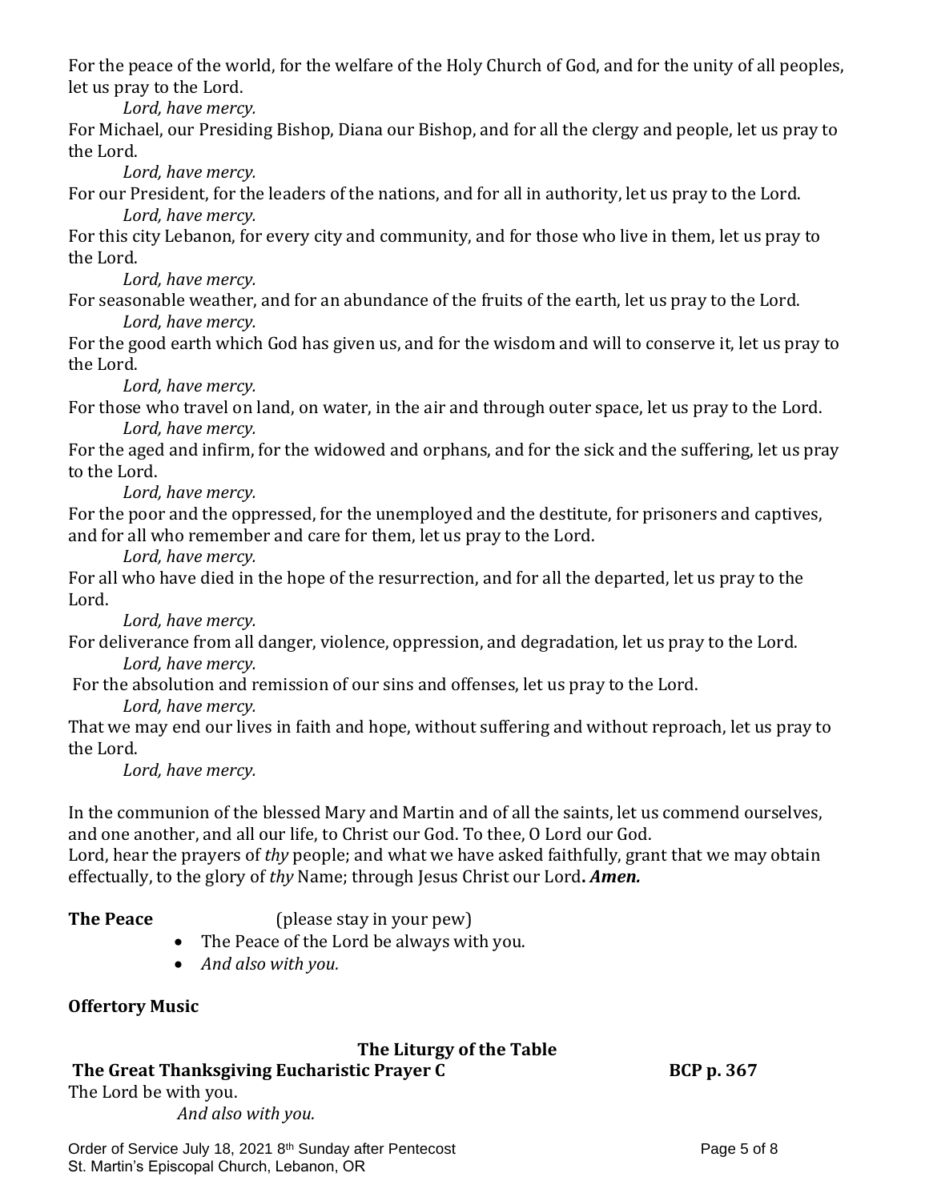For the peace of the world, for the welfare of the Holy Church of God, and for the unity of all peoples, let us pray to the Lord.

*Lord, have mercy.*

For Michael, our Presiding Bishop, Diana our Bishop, and for all the clergy and people, let us pray to the Lord.

*Lord, have mercy.*

For our President, for the leaders of the nations, and for all in authority, let us pray to the Lord.

*Lord, have mercy.*

For this city Lebanon, for every city and community, and for those who live in them, let us pray to the Lord.

*Lord, have mercy.*

For seasonable weather, and for an abundance of the fruits of the earth, let us pray to the Lord.

*Lord, have mercy.*

For the good earth which God has given us, and for the wisdom and will to conserve it, let us pray to the Lord.

*Lord, have mercy.*

For those who travel on land, on water, in the air and through outer space, let us pray to the Lord.

*Lord, have mercy.*

For the aged and infirm, for the widowed and orphans, and for the sick and the suffering, let us pray to the Lord.

*Lord, have mercy.*

For the poor and the oppressed, for the unemployed and the destitute, for prisoners and captives, and for all who remember and care for them, let us pray to the Lord.

*Lord, have mercy.*

For all who have died in the hope of the resurrection, and for all the departed, let us pray to the Lord.

*Lord, have mercy.*

For deliverance from all danger, violence, oppression, and degradation, let us pray to the Lord.

*Lord, have mercy.*

For the absolution and remission of our sins and offenses, let us pray to the Lord.

*Lord, have mercy.*

That we may end our lives in faith and hope, without suffering and without reproach, let us pray to the Lord.

*Lord, have mercy.*

In the communion of the blessed Mary and Martin and of all the saints, let us commend ourselves, and one another, and all our life, to Christ our God. To thee, O Lord our God.

Lord, hear the prayers of *thy* people; and what we have asked faithfully, grant that we may obtain effectually, to the glory of *thy* Name; through Jesus Christ our Lord**.** ***Amen.***

**The Peace** (please stay in your pew)

- The Peace of the Lord be always with you.
- *And also with you.*

**Offertory Music**

## The Liturgy of the Table

**The Great Thanksgiving Eucharistic Prayer C** **BCP p. 367**

The Lord be with you.

*And also with you.*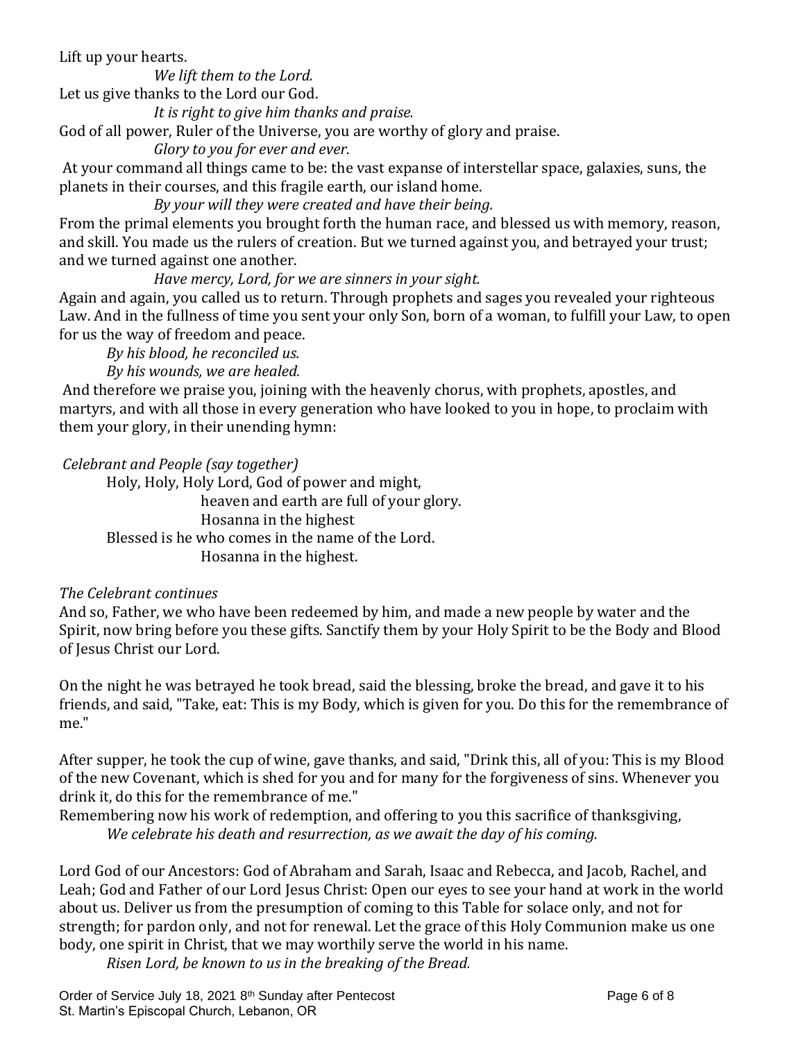Lift up your hearts.

*We lift them to the Lord.*

Let us give thanks to the Lord our God.

*It is right to give him thanks and praise.*

God of all power, Ruler of the Universe, you are worthy of glory and praise.

*Glory to you for ever and ever.*

At your command all things came to be: the vast expanse of interstellar space, galaxies, suns, the planets in their courses, and this fragile earth, our island home.

*By your will they were created and have their being.*

From the primal elements you brought forth the human race, and blessed us with memory, reason, and skill. You made us the rulers of creation. But we turned against you, and betrayed your trust; and we turned against one another.

*Have mercy, Lord, for we are sinners in your sight.*

Again and again, you called us to return. Through prophets and sages you revealed your righteous Law. And in the fullness of time you sent your only Son, born of a woman, to fulfill your Law, to open for us the way of freedom and peace.

*By his blood, he reconciled us.*
*By his wounds, we are healed.*

And therefore we praise you, joining with the heavenly chorus, with prophets, apostles, and martyrs, and with all those in every generation who have looked to you in hope, to proclaim with them your glory, in their unending hymn:

*Celebrant and People (say together)*

Holy, Holy, Holy Lord, God of power and might,
heaven and earth are full of your glory.
Hosanna in the highest
Blessed is he who comes in the name of the Lord.
Hosanna in the highest.

*The Celebrant continues*

And so, Father, we who have been redeemed by him, and made a new people by water and the Spirit, now bring before you these gifts. Sanctify them by your Holy Spirit to be the Body and Blood of Jesus Christ our Lord.

On the night he was betrayed he took bread, said the blessing, broke the bread, and gave it to his friends, and said, "Take, eat: This is my Body, which is given for you. Do this for the remembrance of me."

After supper, he took the cup of wine, gave thanks, and said, "Drink this, all of you: This is my Blood of the new Covenant, which is shed for you and for many for the forgiveness of sins. Whenever you drink it, do this for the remembrance of me."

Remembering now his work of redemption, and offering to you this sacrifice of thanksgiving,

*We celebrate his death and resurrection, as we await the day of his coming.*

Lord God of our Ancestors: God of Abraham and Sarah, Isaac and Rebecca, and Jacob, Rachel, and Leah; God and Father of our Lord Jesus Christ: Open our eyes to see your hand at work in the world about us. Deliver us from the presumption of coming to this Table for solace only, and not for strength; for pardon only, and not for renewal. Let the grace of this Holy Communion make us one body, one spirit in Christ, that we may worthily serve the world in his name.

*Risen Lord, be known to us in the breaking of the Bread.*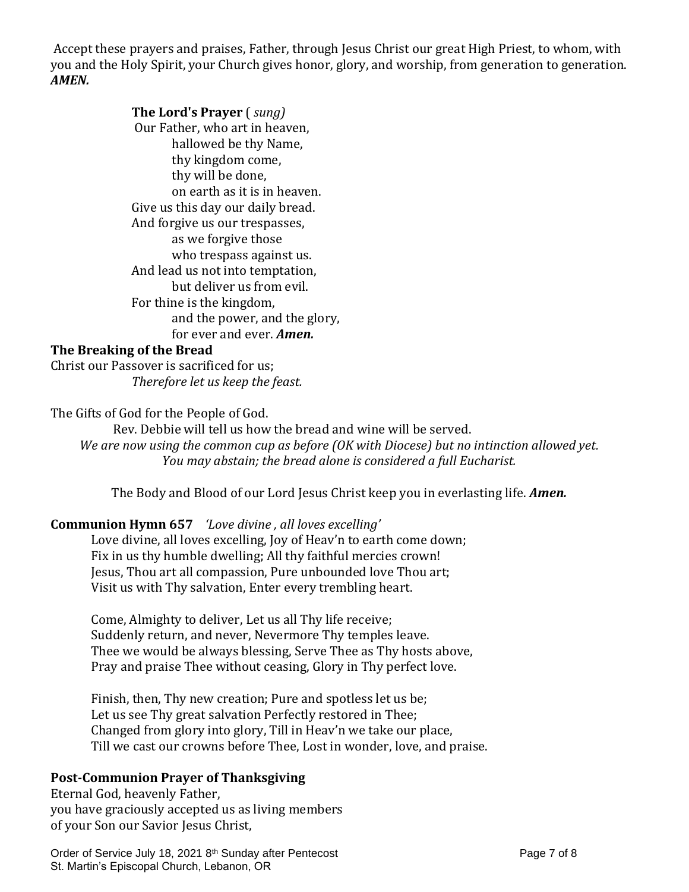Accept these prayers and praises, Father, through Jesus Christ our great High Priest, to whom, with you and the Holy Spirit, your Church gives honor, glory, and worship, from generation to generation. ***AMEN.***

**The Lord's Prayer** ( *sung)*

Our Father, who art in heaven,
hallowed be thy Name,
thy kingdom come,
thy will be done,
on earth as it is in heaven.
Give us this day our daily bread.
And forgive us our trespasses,
as we forgive those
who trespass against us.
And lead us not into temptation,
but deliver us from evil.
For thine is the kingdom,
and the power, and the glory,
for ever and ever. ***Amen.***

**The Breaking of the Bread**

Christ our Passover is sacrificed for us;
*Therefore let us keep the feast.*

The Gifts of God for the People of God.

Rev. Debbie will tell us how the bread and wine will be served.
*We are now using the common cup as before (OK with Diocese) but no intinction allowed yet.*
*You may abstain; the bread alone is considered a full Eucharist.*

The Body and Blood of our Lord Jesus Christ keep you in everlasting life. ***Amen.***

**Communion Hymn 657** *'Love divine , all loves excelling'*

Love divine, all loves excelling, Joy of Heav'n to earth come down;
Fix in us thy humble dwelling; All thy faithful mercies crown!
Jesus, Thou art all compassion, Pure unbounded love Thou art;
Visit us with Thy salvation, Enter every trembling heart.

Come, Almighty to deliver, Let us all Thy life receive;
Suddenly return, and never, Nevermore Thy temples leave.
Thee we would be always blessing, Serve Thee as Thy hosts above,
Pray and praise Thee without ceasing, Glory in Thy perfect love.

Finish, then, Thy new creation; Pure and spotless let us be;
Let us see Thy great salvation Perfectly restored in Thee;
Changed from glory into glory, Till in Heav'n we take our place,
Till we cast our crowns before Thee, Lost in wonder, love, and praise.

**Post-Communion Prayer of Thanksgiving**

Eternal God, heavenly Father,
you have graciously accepted us as living members
of your Son our Savior Jesus Christ,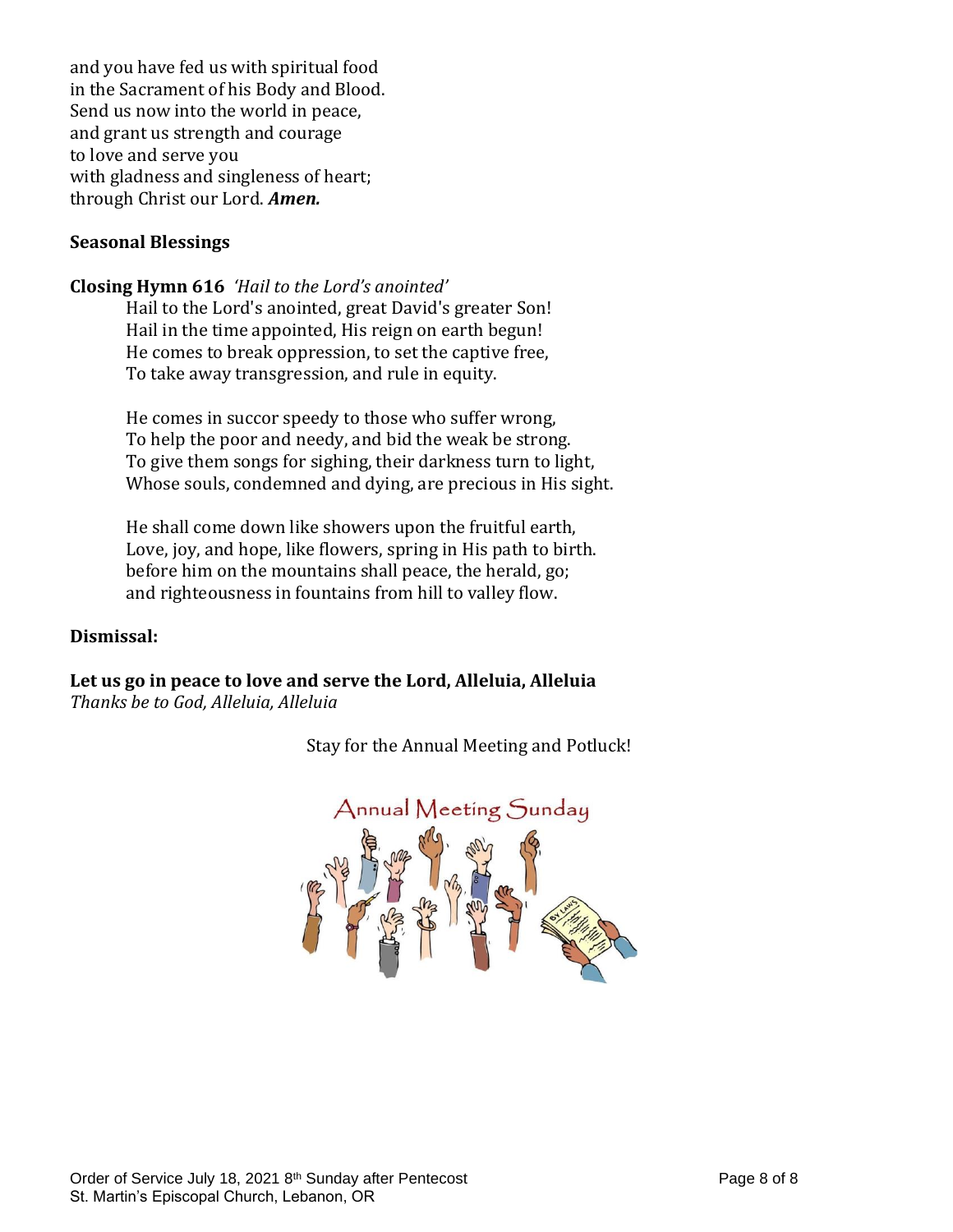and you have fed us with spiritual food
in the Sacrament of his Body and Blood.
Send us now into the world in peace,
and grant us strength and courage
to love and serve you
with gladness and singleness of heart;
through Christ our Lord. ***Amen.***

**Seasonal Blessings**

**Closing Hymn 616** *'Hail to the Lord's anointed'*

Hail to the Lord's anointed, great David's greater Son!
Hail in the time appointed, His reign on earth begun!
He comes to break oppression, to set the captive free,
To take away transgression, and rule in equity.

He comes in succor speedy to those who suffer wrong,
To help the poor and needy, and bid the weak be strong.
To give them songs for sighing, their darkness turn to light,
Whose souls, condemned and dying, are precious in His sight.

He shall come down like showers upon the fruitful earth,
Love, joy, and hope, like flowers, spring in His path to birth.
before him on the mountains shall peace, the herald, go;
and righteousness in fountains from hill to valley flow.

**Dismissal:**

**Let us go in peace to love and serve the Lord, Alleluia, Alleluia**
*Thanks be to God, Alleluia, Alleluia*

Stay for the Annual Meeting and Potluck!

Annual Meeting Sunday